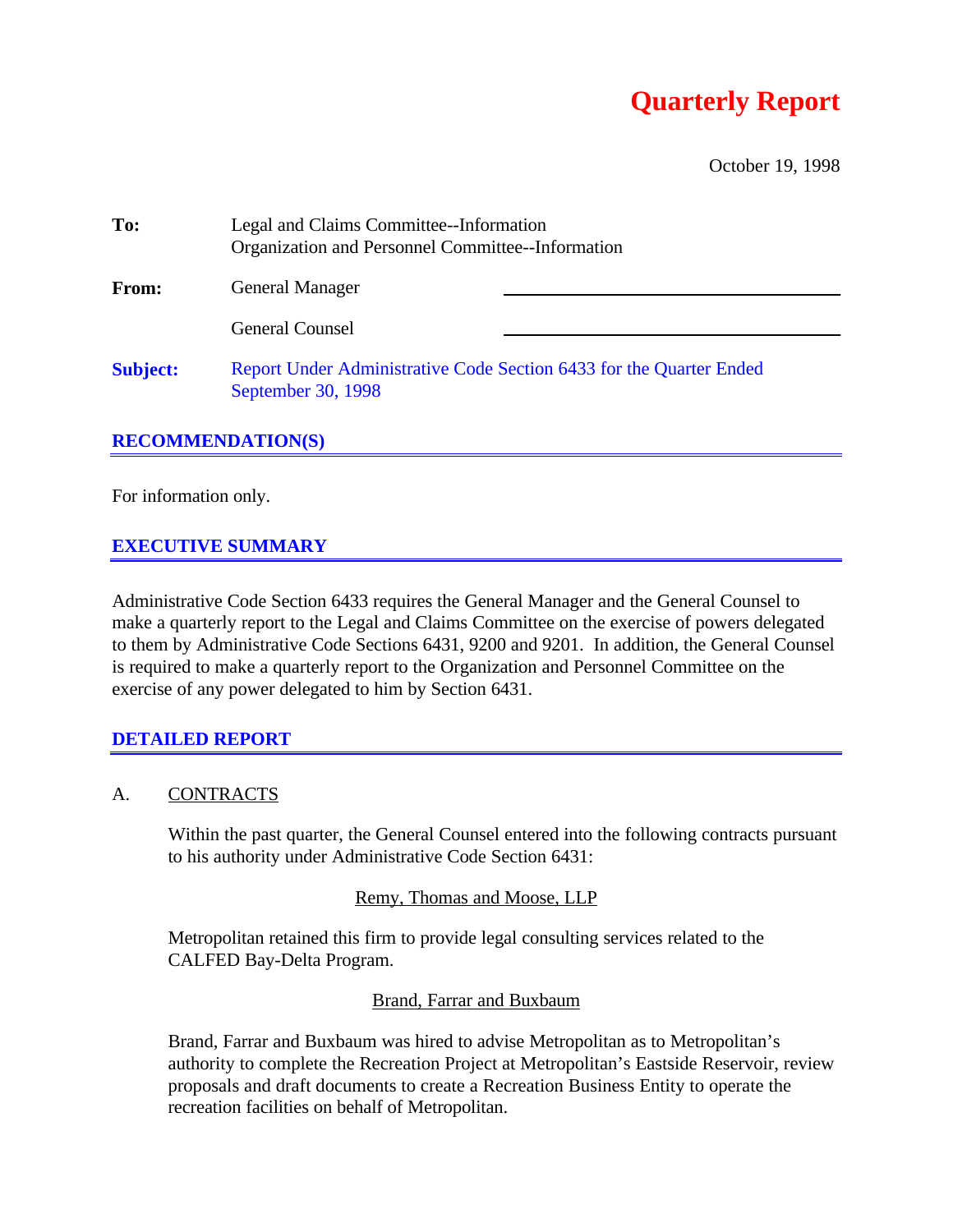# Quarterly Report

October 19, 1998

**To:** Legal and Claims Committee--Information
Organization and Personnel Committee--Information

**From:** General Manager \_\_\_\_\_\_\_\_\_\_\_\_\_\_\_\_\_\_\_\_

General Counsel \_\_\_\_\_\_\_\_\_\_\_\_\_\_\_\_\_\_\_\_

**Subject:** Report Under Administrative Code Section 6433 for the Quarter Ended September 30, 1998

## RECOMMENDATION(S)

For information only.

## EXECUTIVE SUMMARY

Administrative Code Section 6433 requires the General Manager and the General Counsel to make a quarterly report to the Legal and Claims Committee on the exercise of powers delegated to them by Administrative Code Sections 6431, 9200 and 9201. In addition, the General Counsel is required to make a quarterly report to the Organization and Personnel Committee on the exercise of any power delegated to him by Section 6431.

## DETAILED REPORT

A. CONTRACTS

Within the past quarter, the General Counsel entered into the following contracts pursuant to his authority under Administrative Code Section 6431:

Remy, Thomas and Moose, LLP

Metropolitan retained this firm to provide legal consulting services related to the CALFED Bay-Delta Program.

Brand, Farrar and Buxbaum

Brand, Farrar and Buxbaum was hired to advise Metropolitan as to Metropolitan's authority to complete the Recreation Project at Metropolitan's Eastside Reservoir, review proposals and draft documents to create a Recreation Business Entity to operate the recreation facilities on behalf of Metropolitan.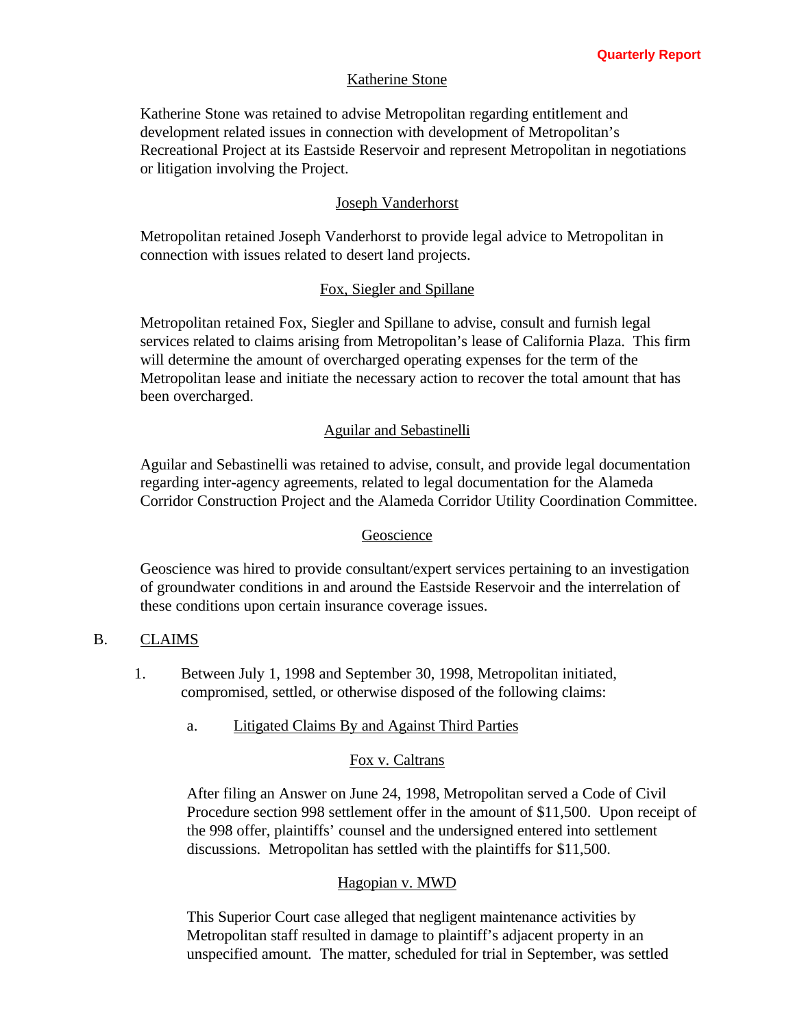Katherine Stone

Katherine Stone was retained to advise Metropolitan regarding entitlement and development related issues in connection with development of Metropolitan's Recreational Project at its Eastside Reservoir and represent Metropolitan in negotiations or litigation involving the Project.

Joseph Vanderhorst

Metropolitan retained Joseph Vanderhorst to provide legal advice to Metropolitan in connection with issues related to desert land projects.

Fox, Siegler and Spillane

Metropolitan retained Fox, Siegler and Spillane to advise, consult and furnish legal services related to claims arising from Metropolitan's lease of California Plaza. This firm will determine the amount of overcharged operating expenses for the term of the Metropolitan lease and initiate the necessary action to recover the total amount that has been overcharged.

Aguilar and Sebastinelli

Aguilar and Sebastinelli was retained to advise, consult, and provide legal documentation regarding inter-agency agreements, related to legal documentation for the Alameda Corridor Construction Project and the Alameda Corridor Utility Coordination Committee.

Geoscience

Geoscience was hired to provide consultant/expert services pertaining to an investigation of groundwater conditions in and around the Eastside Reservoir and the interrelation of these conditions upon certain insurance coverage issues.

B. CLAIMS

1. Between July 1, 1998 and September 30, 1998, Metropolitan initiated, compromised, settled, or otherwise disposed of the following claims:

   a. Litigated Claims By and Against Third Parties

Fox v. Caltrans

After filing an Answer on June 24, 1998, Metropolitan served a Code of Civil Procedure section 998 settlement offer in the amount of $11,500. Upon receipt of the 998 offer, plaintiffs' counsel and the undersigned entered into settlement discussions. Metropolitan has settled with the plaintiffs for $11,500.

Hagopian v. MWD

This Superior Court case alleged that negligent maintenance activities by Metropolitan staff resulted in damage to plaintiff's adjacent property in an unspecified amount. The matter, scheduled for trial in September, was settled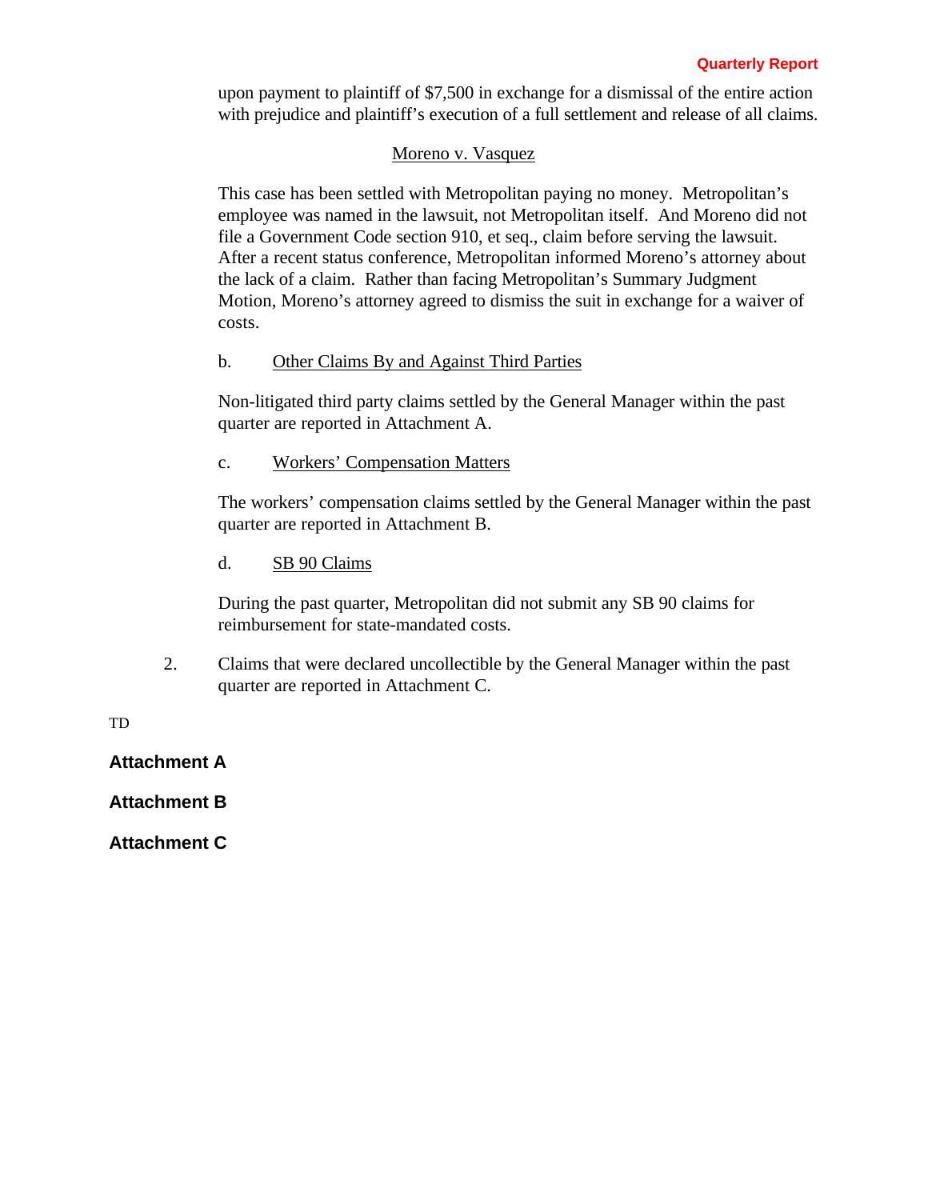upon payment to plaintiff of $7,500 in exchange for a dismissal of the entire action with prejudice and plaintiff's execution of a full settlement and release of all claims.

Moreno v. Vasquez

This case has been settled with Metropolitan paying no money. Metropolitan's employee was named in the lawsuit, not Metropolitan itself. And Moreno did not file a Government Code section 910, et seq., claim before serving the lawsuit. After a recent status conference, Metropolitan informed Moreno's attorney about the lack of a claim. Rather than facing Metropolitan's Summary Judgment Motion, Moreno's attorney agreed to dismiss the suit in exchange for a waiver of costs.

b. Other Claims By and Against Third Parties

Non-litigated third party claims settled by the General Manager within the past quarter are reported in Attachment A.

c. Workers' Compensation Matters

The workers' compensation claims settled by the General Manager within the past quarter are reported in Attachment B.

d. SB 90 Claims

During the past quarter, Metropolitan did not submit any SB 90 claims for reimbursement for state-mandated costs.

2. Claims that were declared uncollectible by the General Manager within the past quarter are reported in Attachment C.

TD

**Attachment A**

**Attachment B**

**Attachment C**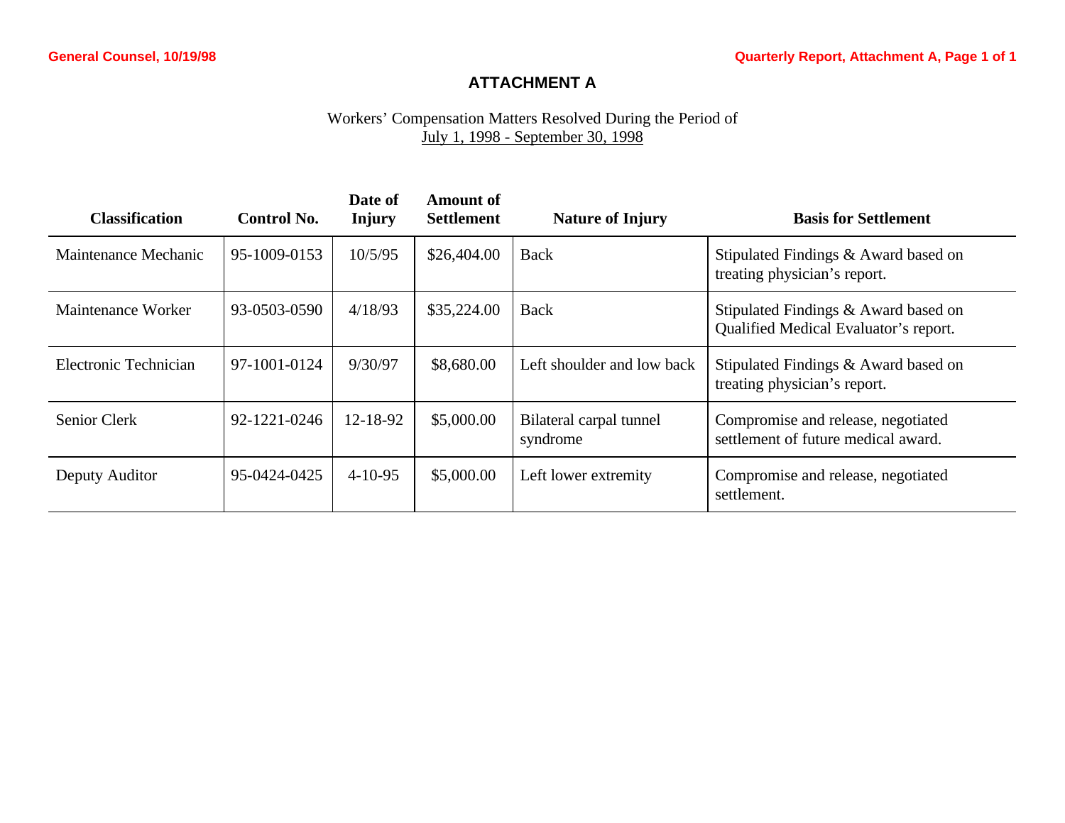# ATTACHMENT A

Workers' Compensation Matters Resolved During the Period of
July 1, 1998 - September 30, 1998

| Classification | Control No. | Date of Injury | Amount of Settlement | Nature of Injury | Basis for Settlement |
|---|---|---|---|---|---|
| Maintenance Mechanic | 95-1009-0153 | 10/5/95 | $26,404.00 | Back | Stipulated Findings & Award based on treating physician's report. |
| Maintenance Worker | 93-0503-0590 | 4/18/93 | $35,224.00 | Back | Stipulated Findings & Award based on Qualified Medical Evaluator's report. |
| Electronic Technician | 97-1001-0124 | 9/30/97 | $8,680.00 | Left shoulder and low back | Stipulated Findings & Award based on treating physician's report. |
| Senior Clerk | 92-1221-0246 | 12-18-92 | $5,000.00 | Bilateral carpal tunnel syndrome | Compromise and release, negotiated settlement of future medical award. |
| Deputy Auditor | 95-0424-0425 | 4-10-95 | $5,000.00 | Left lower extremity | Compromise and release, negotiated settlement. |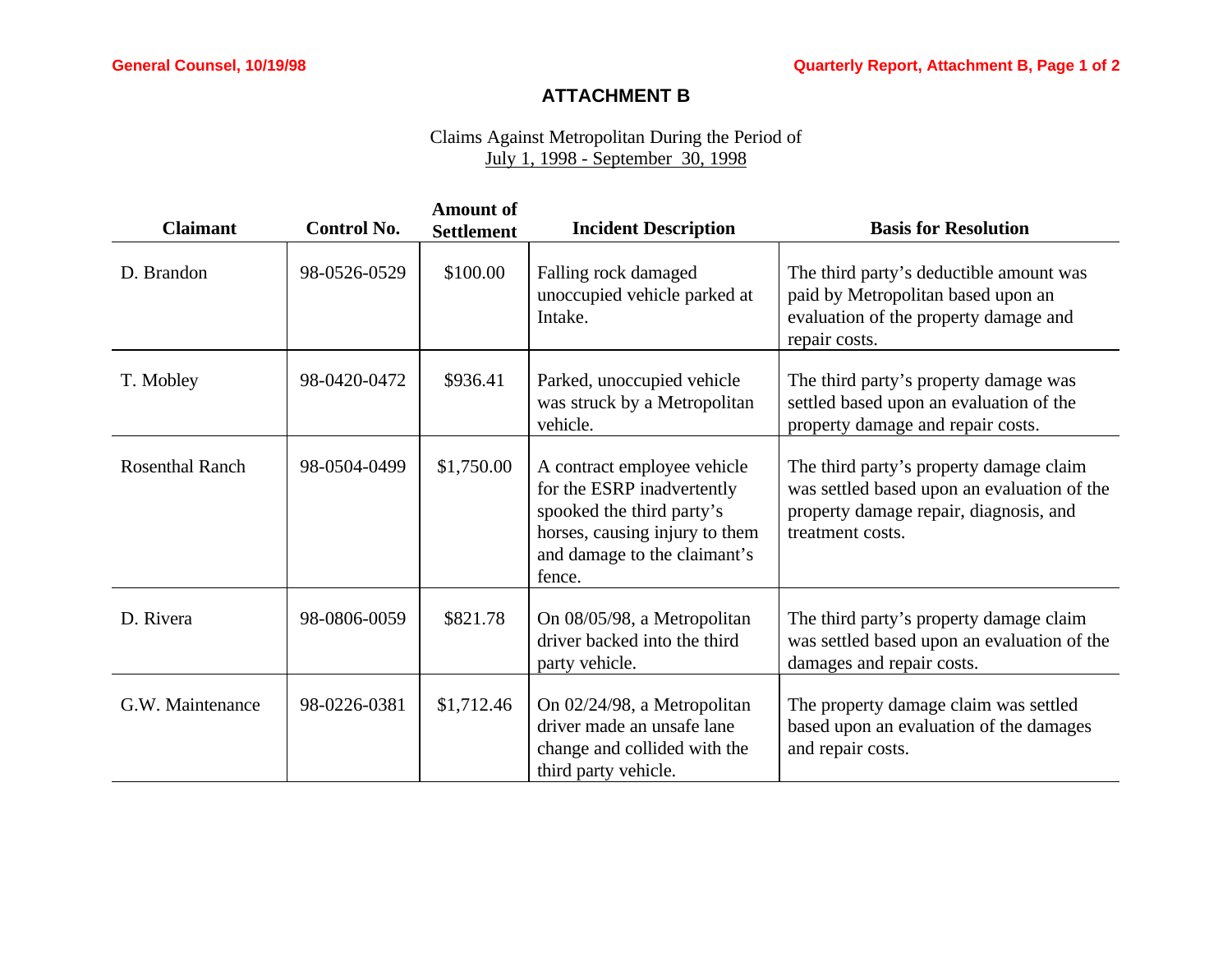## ATTACHMENT B

Claims Against Metropolitan During the Period of
July 1, 1998 - September 30, 1998

| Claimant | Control No. | Amount of Settlement | Incident Description | Basis for Resolution |
|---|---|---|---|---|
| D. Brandon | 98-0526-0529 | $100.00 | Falling rock damaged unoccupied vehicle parked at Intake. | The third party's deductible amount was paid by Metropolitan based upon an evaluation of the property damage and repair costs. |
| T. Mobley | 98-0420-0472 | $936.41 | Parked, unoccupied vehicle was struck by a Metropolitan vehicle. | The third party's property damage was settled based upon an evaluation of the property damage and repair costs. |
| Rosenthal Ranch | 98-0504-0499 | $1,750.00 | A contract employee vehicle for the ESRP inadvertently spooked the third party's horses, causing injury to them and damage to the claimant's fence. | The third party's property damage claim was settled based upon an evaluation of the property damage repair, diagnosis, and treatment costs. |
| D. Rivera | 98-0806-0059 | $821.78 | On 08/05/98, a Metropolitan driver backed into the third party vehicle. | The third party's property damage claim was settled based upon an evaluation of the damages and repair costs. |
| G.W. Maintenance | 98-0226-0381 | $1,712.46 | On 02/24/98, a Metropolitan driver made an unsafe lane change and collided with the third party vehicle. | The property damage claim was settled based upon an evaluation of the damages and repair costs. |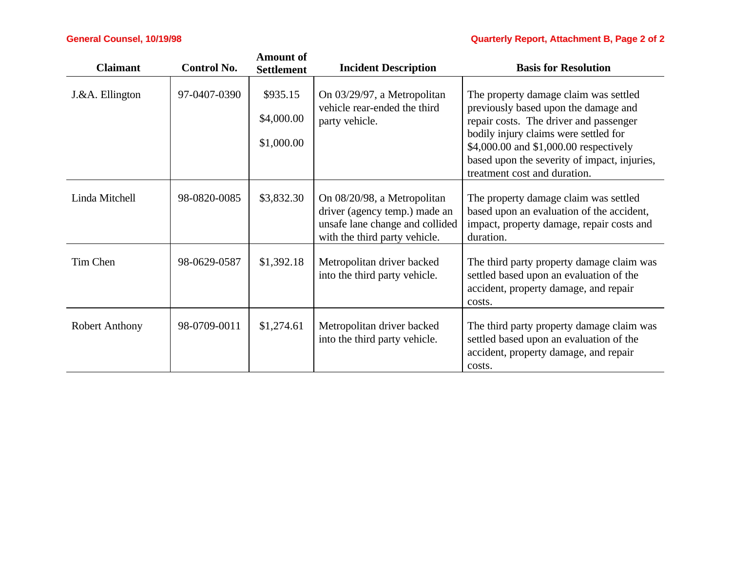| Claimant | Control No. | Amount of Settlement | Incident Description | Basis for Resolution |
|---|---|---|---|---|
| J.&A. Ellington | 97-0407-0390 | $935.15<br>$4,000.00<br>$1,000.00 | On 03/29/97, a Metropolitan vehicle rear-ended the third party vehicle. | The property damage claim was settled previously based upon the damage and repair costs. The driver and passenger bodily injury claims were settled for $4,000.00 and $1,000.00 respectively based upon the severity of impact, injuries, treatment cost and duration. |
| Linda Mitchell | 98-0820-0085 | $3,832.30 | On 08/20/98, a Metropolitan driver (agency temp.) made an unsafe lane change and collided with the third party vehicle. | The property damage claim was settled based upon an evaluation of the accident, impact, property damage, repair costs and duration. |
| Tim Chen | 98-0629-0587 | $1,392.18 | Metropolitan driver backed into the third party vehicle. | The third party property damage claim was settled based upon an evaluation of the accident, property damage, and repair costs. |
| Robert Anthony | 98-0709-0011 | $1,274.61 | Metropolitan driver backed into the third party vehicle. | The third party property damage claim was settled based upon an evaluation of the accident, property damage, and repair costs. |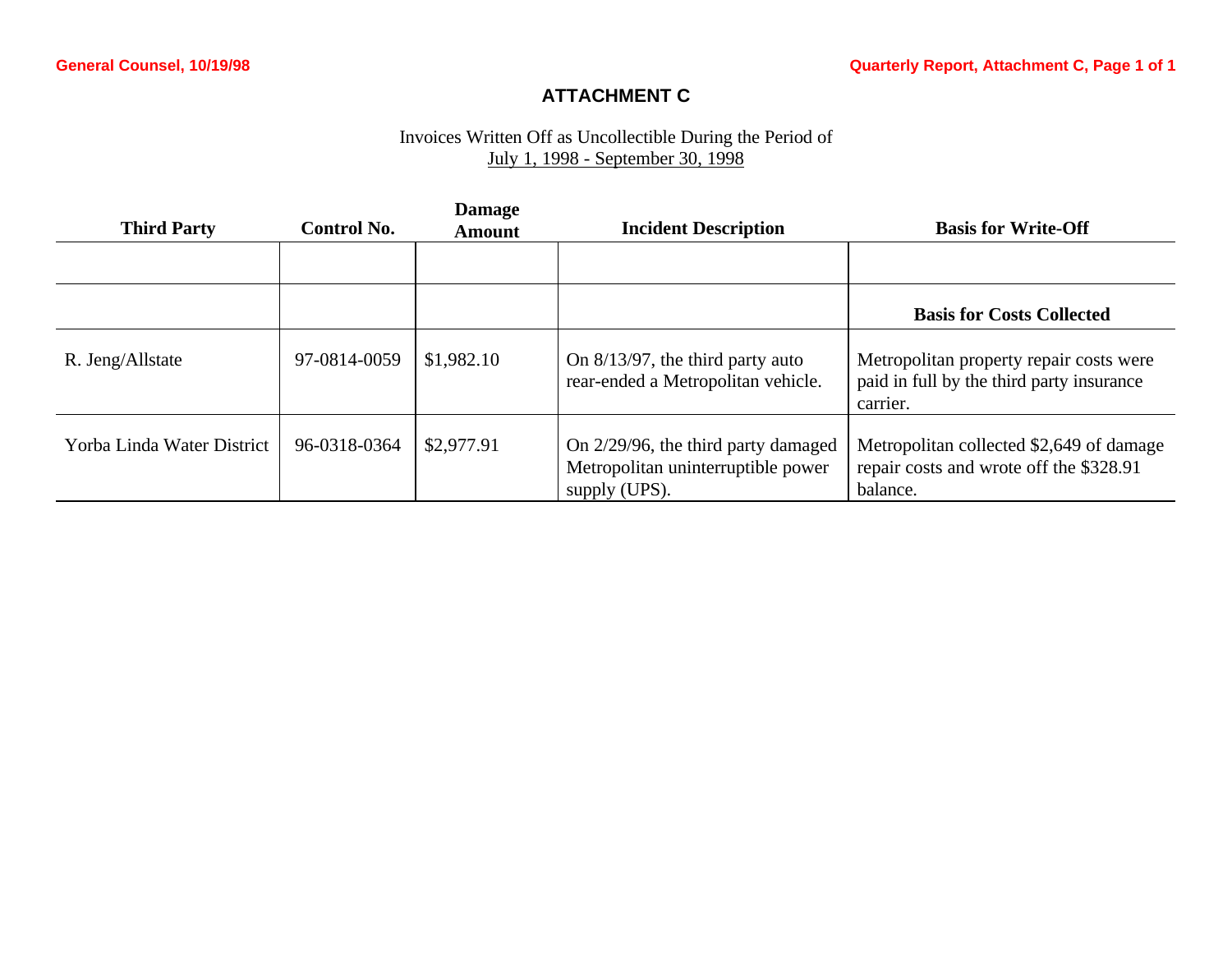## ATTACHMENT C

Invoices Written Off as Uncollectible During the Period of
July 1, 1998 - September 30, 1998

| Third Party | Control No. | Damage Amount | Incident Description | Basis for Write-Off |
|---|---|---|---|---|
| | | | | |
| | | | | **Basis for Costs Collected** |
| R. Jeng/Allstate | 97-0814-0059 | $1,982.10 | On 8/13/97, the third party auto rear-ended a Metropolitan vehicle. | Metropolitan property repair costs were paid in full by the third party insurance carrier. |
| Yorba Linda Water District | 96-0318-0364 | $2,977.91 | On 2/29/96, the third party damaged Metropolitan uninterruptible power supply (UPS). | Metropolitan collected $2,649 of damage repair costs and wrote off the $328.91 balance. |